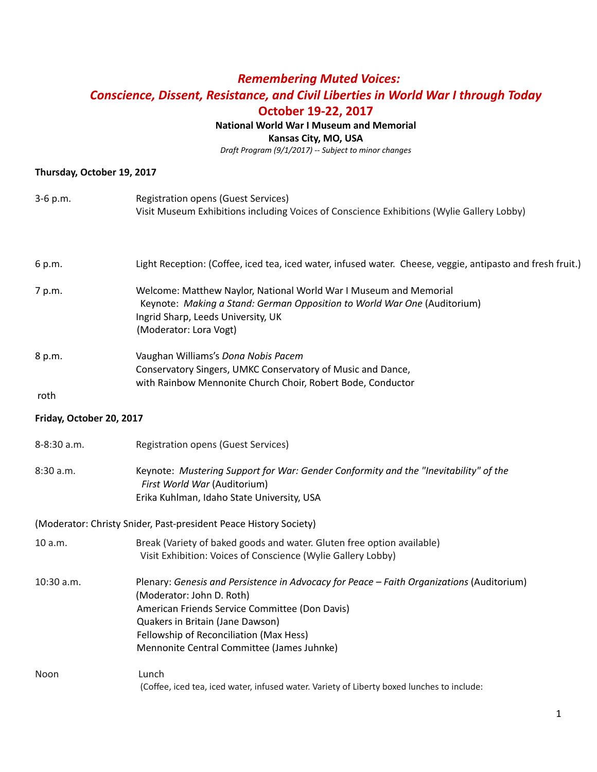# *Remembering Muted Voices:*
# *Conscience, Dissent, Resistance, and Civil Liberties in World War I through Today*
# October 19-22, 2017

**National World War I Museum and Memorial**
**Kansas City, MO, USA**
*Draft Program (9/1/2017) -- Subject to minor changes*

**Thursday, October 19, 2017**

| | |
|---|---|
| 3-6 p.m. | Registration opens (Guest Services)<br>Visit Museum Exhibitions including Voices of Conscience Exhibitions (Wylie Gallery Lobby) |
| 6 p.m. | Light Reception: (Coffee, iced tea, iced water, infused water. Cheese, veggie, antipasto and fresh fruit.) |
| 7 p.m. | Welcome: Matthew Naylor, National World War I Museum and Memorial<br>Keynote: *Making a Stand: German Opposition to World War One* (Auditorium)<br>Ingrid Sharp, Leeds University, UK<br>(Moderator: Lora Vogt) |
| 8 p.m. | Vaughan Williams's *Dona Nobis Pacem*<br>Conservatory Singers, UMKC Conservatory of Music and Dance,<br>with Rainbow Mennonite Church Choir, Robert Bode, Conductor |

roth

**Friday, October 20, 2017**

| | |
|---|---|
| 8-8:30 a.m. | Registration opens (Guest Services) |
| 8:30 a.m. | Keynote: *Mustering Support for War: Gender Conformity and the "Inevitability" of the First World War* (Auditorium)<br>Erika Kuhlman, Idaho State University, USA |

(Moderator: Christy Snider, Past-president Peace History Society)

| | |
|---|---|
| 10 a.m. | Break (Variety of baked goods and water. Gluten free option available)<br>Visit Exhibition: Voices of Conscience (Wylie Gallery Lobby) |
| 10:30 a.m. | Plenary: *Genesis and Persistence in Advocacy for Peace – Faith Organizations* (Auditorium)<br>(Moderator: John D. Roth)<br>American Friends Service Committee (Don Davis)<br>Quakers in Britain (Jane Dawson)<br>Fellowship of Reconciliation (Max Hess)<br>Mennonite Central Committee (James Juhnke) |
| Noon | Lunch<br>(Coffee, iced tea, iced water, infused water. Variety of Liberty boxed lunches to include: |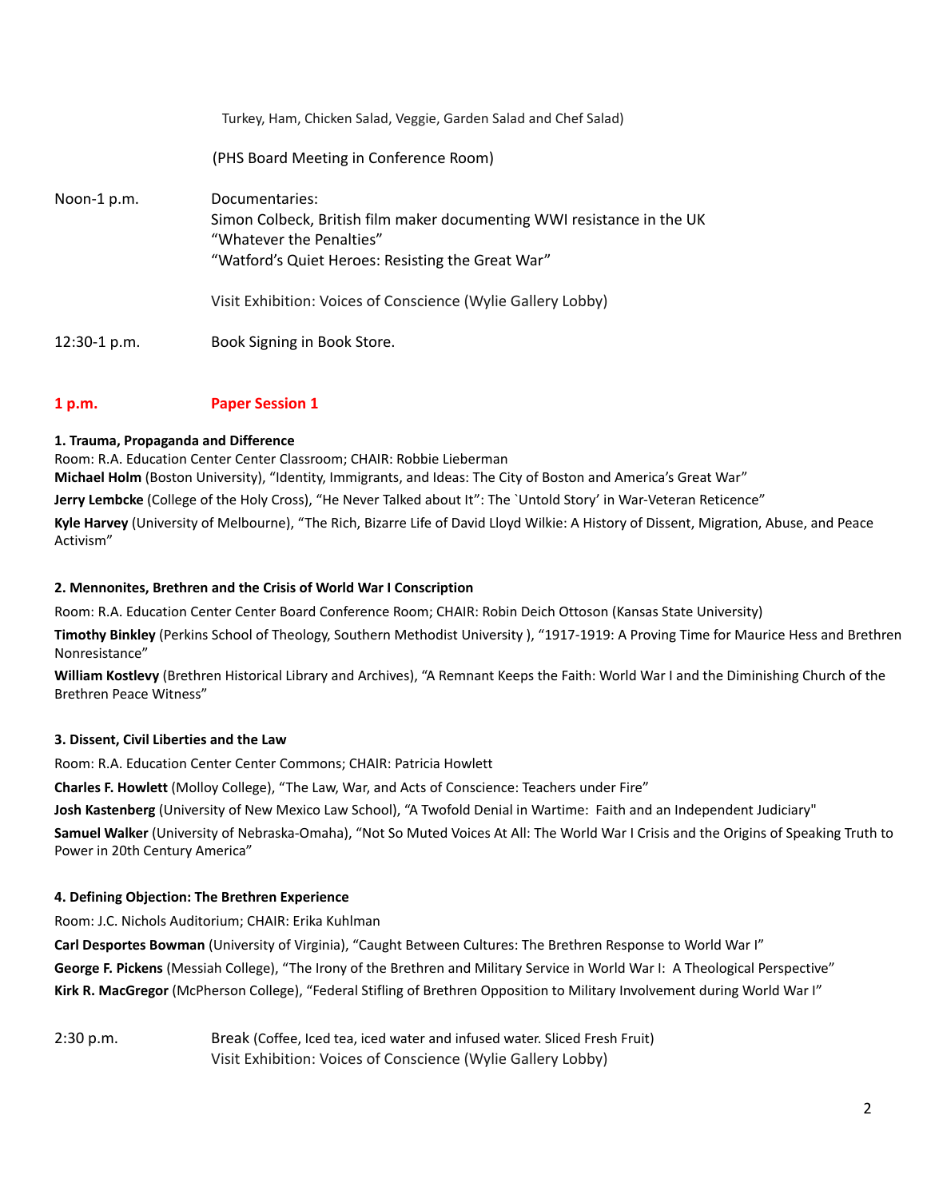Turkey, Ham, Chicken Salad, Veggie, Garden Salad and Chef Salad)

(PHS Board Meeting in Conference Room)

Noon-1 p.m. Documentaries:
Simon Colbeck, British film maker documenting WWI resistance in the UK
"Whatever the Penalties"
"Watford's Quiet Heroes: Resisting the Great War"

Visit Exhibition: Voices of Conscience (Wylie Gallery Lobby)

12:30-1 p.m. Book Signing in Book Store.

## 1 p.m. Paper Session 1

### 1. Trauma, Propaganda and Difference

Room: R.A. Education Center Center Classroom; CHAIR: Robbie Lieberman

**Michael Holm** (Boston University), "Identity, Immigrants, and Ideas: The City of Boston and America's Great War"

**Jerry Lembcke** (College of the Holy Cross), "He Never Talked about It": The `Untold Story' in War-Veteran Reticence"

**Kyle Harvey** (University of Melbourne), "The Rich, Bizarre Life of David Lloyd Wilkie: A History of Dissent, Migration, Abuse, and Peace Activism"

### 2. Mennonites, Brethren and the Crisis of World War I Conscription

Room: R.A. Education Center Center Board Conference Room; CHAIR: Robin Deich Ottoson (Kansas State University)

**Timothy Binkley** (Perkins School of Theology, Southern Methodist University ), "1917-1919: A Proving Time for Maurice Hess and Brethren Nonresistance"

**William Kostlevy** (Brethren Historical Library and Archives), "A Remnant Keeps the Faith: World War I and the Diminishing Church of the Brethren Peace Witness"

### 3. Dissent, Civil Liberties and the Law

Room: R.A. Education Center Center Commons; CHAIR: Patricia Howlett

**Charles F. Howlett** (Molloy College), "The Law, War, and Acts of Conscience: Teachers under Fire"

**Josh Kastenberg** (University of New Mexico Law School), "A Twofold Denial in Wartime: Faith and an Independent Judiciary"

**Samuel Walker** (University of Nebraska-Omaha), "Not So Muted Voices At All: The World War I Crisis and the Origins of Speaking Truth to Power in 20th Century America"

### 4. Defining Objection: The Brethren Experience

Room: J.C. Nichols Auditorium; CHAIR: Erika Kuhlman

**Carl Desportes Bowman** (University of Virginia), "Caught Between Cultures: The Brethren Response to World War I"

**George F. Pickens** (Messiah College), "The Irony of the Brethren and Military Service in World War I: A Theological Perspective"

**Kirk R. MacGregor** (McPherson College), "Federal Stifling of Brethren Opposition to Military Involvement during World War I"

2:30 p.m. Break (Coffee, Iced tea, iced water and infused water. Sliced Fresh Fruit)
Visit Exhibition: Voices of Conscience (Wylie Gallery Lobby)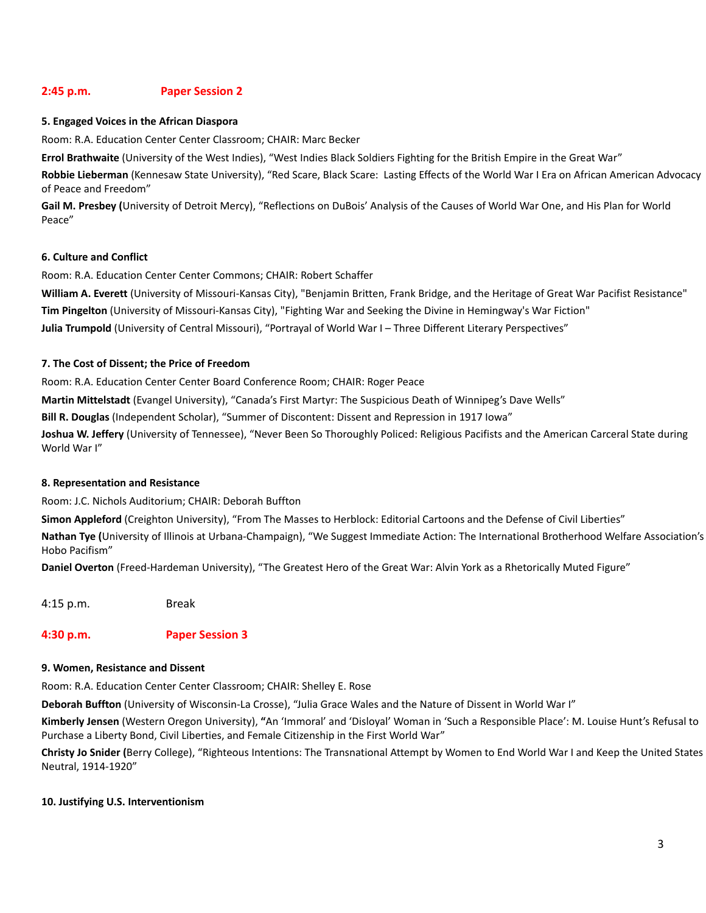## 2:45 p.m. Paper Session 2

**5. Engaged Voices in the African Diaspora**

Room: R.A. Education Center Center Classroom; CHAIR: Marc Becker

**Errol Brathwaite** (University of the West Indies), "West Indies Black Soldiers Fighting for the British Empire in the Great War"

**Robbie Lieberman** (Kennesaw State University), "Red Scare, Black Scare: Lasting Effects of the World War I Era on African American Advocacy of Peace and Freedom"

**Gail M. Presbey (**University of Detroit Mercy), "Reflections on DuBois' Analysis of the Causes of World War One, and His Plan for World Peace"

**6. Culture and Conflict**

Room: R.A. Education Center Center Commons; CHAIR: Robert Schaffer

**William A. Everett** (University of Missouri-Kansas City), "Benjamin Britten, Frank Bridge, and the Heritage of Great War Pacifist Resistance"

**Tim Pingelton** (University of Missouri-Kansas City), "Fighting War and Seeking the Divine in Hemingway's War Fiction"

**Julia Trumpold** (University of Central Missouri), "Portrayal of World War I – Three Different Literary Perspectives"

**7. The Cost of Dissent; the Price of Freedom**

Room: R.A. Education Center Center Board Conference Room; CHAIR: Roger Peace

**Martin Mittelstadt** (Evangel University), "Canada's First Martyr: The Suspicious Death of Winnipeg's Dave Wells"

**Bill R. Douglas** (Independent Scholar), "Summer of Discontent: Dissent and Repression in 1917 Iowa"

**Joshua W. Jeffery** (University of Tennessee), "Never Been So Thoroughly Policed: Religious Pacifists and the American Carceral State during World War I"

**8. Representation and Resistance**

Room: J.C. Nichols Auditorium; CHAIR: Deborah Buffton

**Simon Appleford** (Creighton University), "From The Masses to Herblock: Editorial Cartoons and the Defense of Civil Liberties"

**Nathan Tye (**University of Illinois at Urbana-Champaign), "We Suggest Immediate Action: The International Brotherhood Welfare Association's Hobo Pacifism"

**Daniel Overton** (Freed-Hardeman University), "The Greatest Hero of the Great War: Alvin York as a Rhetorically Muted Figure"

4:15 p.m. Break

## 4:30 p.m. Paper Session 3

**9. Women, Resistance and Dissent**

Room: R.A. Education Center Center Classroom; CHAIR: Shelley E. Rose

**Deborah Buffton** (University of Wisconsin-La Crosse), "Julia Grace Wales and the Nature of Dissent in World War I"

**Kimberly Jensen** (Western Oregon University), **"**An 'Immoral' and 'Disloyal' Woman in 'Such a Responsible Place': M. Louise Hunt's Refusal to Purchase a Liberty Bond, Civil Liberties, and Female Citizenship in the First World War"

**Christy Jo Snider (**Berry College), "Righteous Intentions: The Transnational Attempt by Women to End World War I and Keep the United States Neutral, 1914-1920"

**10. Justifying U.S. Interventionism**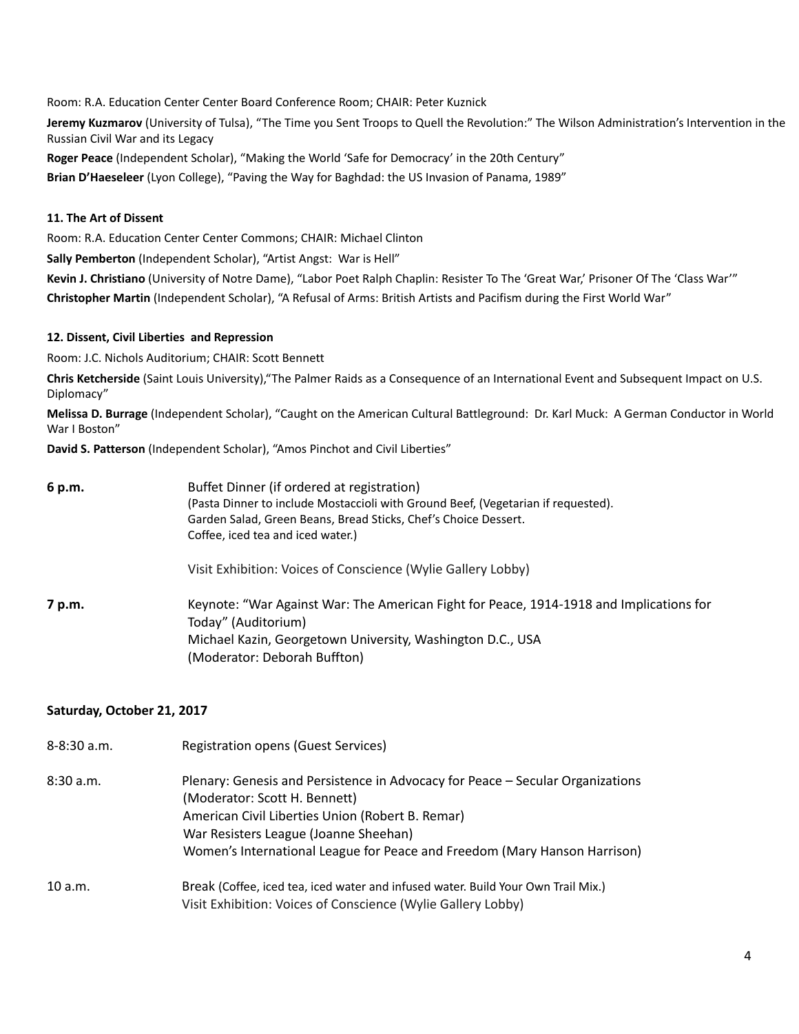Room: R.A. Education Center Center Board Conference Room; CHAIR: Peter Kuznick

**Jeremy Kuzmarov** (University of Tulsa), "The Time you Sent Troops to Quell the Revolution:" The Wilson Administration's Intervention in the Russian Civil War and its Legacy

**Roger Peace** (Independent Scholar), "Making the World 'Safe for Democracy' in the 20th Century"

**Brian D'Haeseleer** (Lyon College), "Paving the Way for Baghdad: the US Invasion of Panama, 1989"

**11. The Art of Dissent**

Room: R.A. Education Center Center Commons; CHAIR: Michael Clinton

**Sally Pemberton** (Independent Scholar), "Artist Angst: War is Hell"

**Kevin J. Christiano** (University of Notre Dame), "Labor Poet Ralph Chaplin: Resister To The 'Great War,' Prisoner Of The 'Class War'"

**Christopher Martin** (Independent Scholar), "A Refusal of Arms: British Artists and Pacifism during the First World War"

**12. Dissent, Civil Liberties and Repression**

Room: J.C. Nichols Auditorium; CHAIR: Scott Bennett

**Chris Ketcherside** (Saint Louis University),"The Palmer Raids as a Consequence of an International Event and Subsequent Impact on U.S. Diplomacy"

**Melissa D. Burrage** (Independent Scholar), "Caught on the American Cultural Battleground: Dr. Karl Muck: A German Conductor in World War I Boston"

**David S. Patterson** (Independent Scholar), "Amos Pinchot and Civil Liberties"

**6 p.m.** Buffet Dinner (if ordered at registration)
(Pasta Dinner to include Mostaccioli with Ground Beef, (Vegetarian if requested).
Garden Salad, Green Beans, Bread Sticks, Chef's Choice Dessert.
Coffee, iced tea and iced water.)

Visit Exhibition: Voices of Conscience (Wylie Gallery Lobby)

**7 p.m.** Keynote: "War Against War: The American Fight for Peace, 1914-1918 and Implications for Today" (Auditorium)
Michael Kazin, Georgetown University, Washington D.C., USA
(Moderator: Deborah Buffton)

**Saturday, October 21, 2017**

8-8:30 a.m. Registration opens (Guest Services)

8:30 a.m. Plenary: Genesis and Persistence in Advocacy for Peace – Secular Organizations
(Moderator: Scott H. Bennett)
American Civil Liberties Union (Robert B. Remar)
War Resisters League (Joanne Sheehan)
Women's International League for Peace and Freedom (Mary Hanson Harrison)

10 a.m. Break (Coffee, iced tea, iced water and infused water. Build Your Own Trail Mix.)
Visit Exhibition: Voices of Conscience (Wylie Gallery Lobby)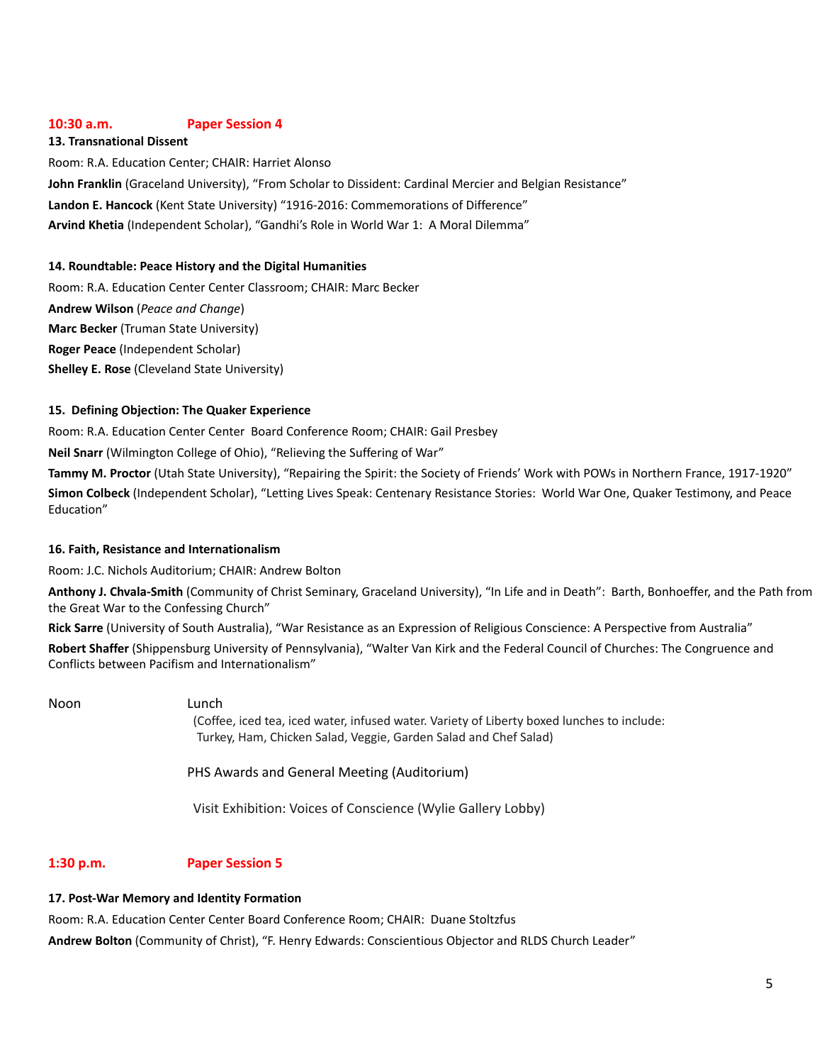## 10:30 a.m. Paper Session 4

**13. Transnational Dissent**

Room: R.A. Education Center; CHAIR: Harriet Alonso

**John Franklin** (Graceland University), “From Scholar to Dissident: Cardinal Mercier and Belgian Resistance”

**Landon E. Hancock** (Kent State University) “1916-2016: Commemorations of Difference”

**Arvind Khetia** (Independent Scholar), “Gandhi’s Role in World War 1: A Moral Dilemma”

**14. Roundtable: Peace History and the Digital Humanities**

Room: R.A. Education Center Center Classroom; CHAIR: Marc Becker

**Andrew Wilson** (*Peace and Change*)

**Marc Becker** (Truman State University)

**Roger Peace** (Independent Scholar)

**Shelley E. Rose** (Cleveland State University)

**15. Defining Objection: The Quaker Experience**

Room: R.A. Education Center Center Board Conference Room; CHAIR: Gail Presbey

**Neil Snarr** (Wilmington College of Ohio), “Relieving the Suffering of War”

**Tammy M. Proctor** (Utah State University), “Repairing the Spirit: the Society of Friends’ Work with POWs in Northern France, 1917-1920”

**Simon Colbeck** (Independent Scholar), “Letting Lives Speak: Centenary Resistance Stories: World War One, Quaker Testimony, and Peace Education”

**16. Faith, Resistance and Internationalism**

Room: J.C. Nichols Auditorium; CHAIR: Andrew Bolton

**Anthony J. Chvala-Smith** (Community of Christ Seminary, Graceland University), “In Life and in Death”: Barth, Bonhoeffer, and the Path from the Great War to the Confessing Church”

**Rick Sarre** (University of South Australia), “War Resistance as an Expression of Religious Conscience: A Perspective from Australia”

**Robert Shaffer** (Shippensburg University of Pennsylvania), “Walter Van Kirk and the Federal Council of Churches: The Congruence and Conflicts between Pacifism and Internationalism”

Noon Lunch

(Coffee, iced tea, iced water, infused water. Variety of Liberty boxed lunches to include: Turkey, Ham, Chicken Salad, Veggie, Garden Salad and Chef Salad)

PHS Awards and General Meeting (Auditorium)

Visit Exhibition: Voices of Conscience (Wylie Gallery Lobby)

## 1:30 p.m. Paper Session 5

**17. Post-War Memory and Identity Formation**

Room: R.A. Education Center Center Board Conference Room; CHAIR: Duane Stoltzfus

**Andrew Bolton** (Community of Christ), “F. Henry Edwards: Conscientious Objector and RLDS Church Leader”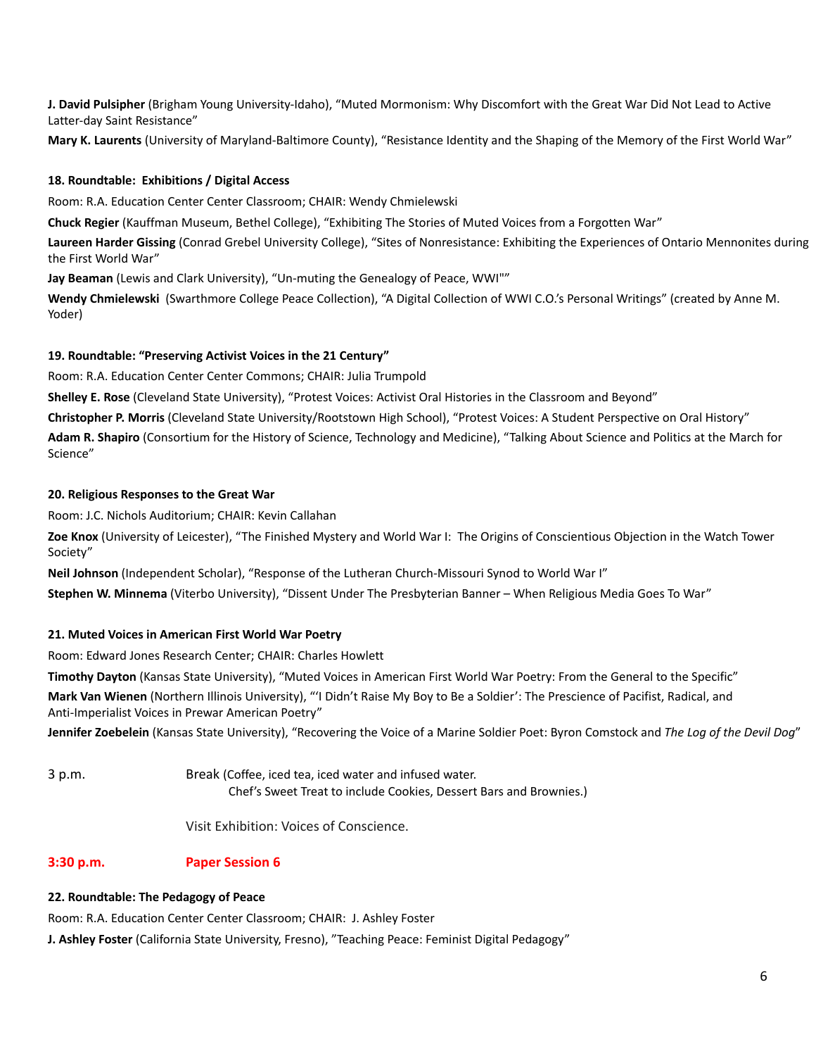**J. David Pulsipher** (Brigham Young University-Idaho), "Muted Mormonism: Why Discomfort with the Great War Did Not Lead to Active Latter-day Saint Resistance"

**Mary K. Laurents** (University of Maryland-Baltimore County), "Resistance Identity and the Shaping of the Memory of the First World War"

**18. Roundtable: Exhibitions / Digital Access**

Room: R.A. Education Center Center Classroom; CHAIR: Wendy Chmielewski

**Chuck Regier** (Kauffman Museum, Bethel College), "Exhibiting The Stories of Muted Voices from a Forgotten War"

**Laureen Harder Gissing** (Conrad Grebel University College), "Sites of Nonresistance: Exhibiting the Experiences of Ontario Mennonites during the First World War"

**Jay Beaman** (Lewis and Clark University), "Un-muting the Genealogy of Peace, WWI""

**Wendy Chmielewski** (Swarthmore College Peace Collection), "A Digital Collection of WWI C.O.'s Personal Writings" (created by Anne M. Yoder)

**19. Roundtable: "Preserving Activist Voices in the 21 Century"**

Room: R.A. Education Center Center Commons; CHAIR: Julia Trumpold

**Shelley E. Rose** (Cleveland State University), "Protest Voices: Activist Oral Histories in the Classroom and Beyond"

**Christopher P. Morris** (Cleveland State University/Rootstown High School), "Protest Voices: A Student Perspective on Oral History"

**Adam R. Shapiro** (Consortium for the History of Science, Technology and Medicine), "Talking About Science and Politics at the March for Science"

**20. Religious Responses to the Great War**

Room: J.C. Nichols Auditorium; CHAIR: Kevin Callahan

**Zoe Knox** (University of Leicester), "The Finished Mystery and World War I: The Origins of Conscientious Objection in the Watch Tower Society"

**Neil Johnson** (Independent Scholar), "Response of the Lutheran Church-Missouri Synod to World War I"

**Stephen W. Minnema** (Viterbo University), "Dissent Under The Presbyterian Banner – When Religious Media Goes To War"

**21. Muted Voices in American First World War Poetry**

Room: Edward Jones Research Center; CHAIR: Charles Howlett

**Timothy Dayton** (Kansas State University), "Muted Voices in American First World War Poetry: From the General to the Specific"

**Mark Van Wienen** (Northern Illinois University), "'I Didn't Raise My Boy to Be a Soldier': The Prescience of Pacifist, Radical, and Anti-Imperialist Voices in Prewar American Poetry"

**Jennifer Zoebelein** (Kansas State University), "Recovering the Voice of a Marine Soldier Poet: Byron Comstock and *The Log of the Devil Dog*"

3 p.m. Break (Coffee, iced tea, iced water and infused water.
Chef's Sweet Treat to include Cookies, Dessert Bars and Brownies.)

Visit Exhibition: Voices of Conscience.

**3:30 p.m. Paper Session 6**

**22. Roundtable: The Pedagogy of Peace**

Room: R.A. Education Center Center Classroom; CHAIR: J. Ashley Foster

**J. Ashley Foster** (California State University, Fresno), "Teaching Peace: Feminist Digital Pedagogy"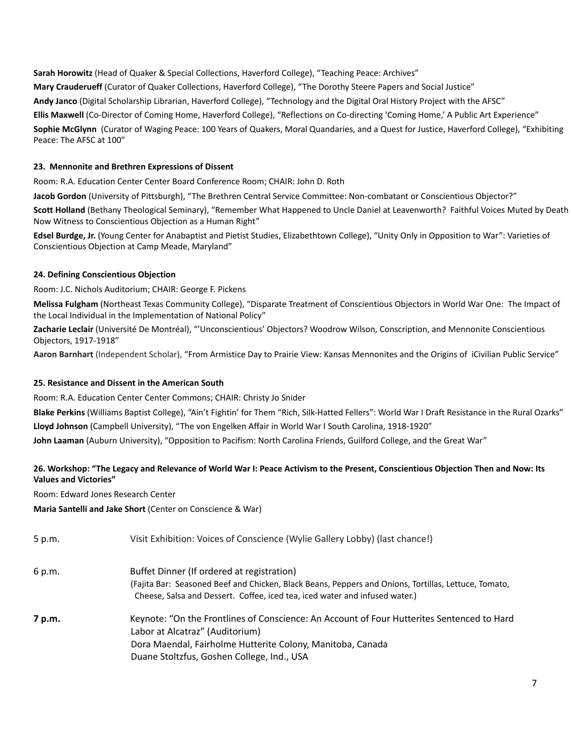**Sarah Horowitz** (Head of Quaker & Special Collections, Haverford College), "Teaching Peace: Archives"

**Mary Crauderueff** (Curator of Quaker Collections, Haverford College), "The Dorothy Steere Papers and Social Justice"

**Andy Janco** (Digital Scholarship Librarian, Haverford College), "Technology and the Digital Oral History Project with the AFSC"

**Ellis Maxwell** (Co-Director of Coming Home, Haverford College), "Reflections on Co-directing 'Coming Home,' A Public Art Experience"

**Sophie McGlynn** (Curator of Waging Peace: 100 Years of Quakers, Moral Quandaries, and a Quest for Justice, Haverford College), "Exhibiting Peace: The AFSC at 100"

**23. Mennonite and Brethren Expressions of Dissent**

Room: R.A. Education Center Center Board Conference Room; CHAIR: John D. Roth

**Jacob Gordon** (University of Pittsburgh), "The Brethren Central Service Committee: Non-combatant or Conscientious Objector?"

**Scott Holland** (Bethany Theological Seminary), "Remember What Happened to Uncle Daniel at Leavenworth? Faithful Voices Muted by Death Now Witness to Conscientious Objection as a Human Right"

**Edsel Burdge, Jr.** (Young Center for Anabaptist and Pietist Studies, Elizabethtown College), "Unity Only in Opposition to War": Varieties of Conscientious Objection at Camp Meade, Maryland"

**24. Defining Conscientious Objection**

Room: J.C. Nichols Auditorium; CHAIR: George F. Pickens

**Melissa Fulgham** (Northeast Texas Community College), "Disparate Treatment of Conscientious Objectors in World War One: The Impact of the Local Individual in the Implementation of National Policy"

**Zacharie Leclair** (Université De Montréal), "'Unconscientious' Objectors? Woodrow Wilson, Conscription, and Mennonite Conscientious Objectors, 1917-1918"

**Aaron Barnhart** (Independent Scholar), "From Armistice Day to Prairie View: Kansas Mennonites and the Origins of iCivilian Public Service"

**25. Resistance and Dissent in the American South**

Room: R.A. Education Center Center Commons; CHAIR: Christy Jo Snider

**Blake Perkins** (Williams Baptist College), "Ain't Fightin' for Them "Rich, Silk-Hatted Fellers": World War I Draft Resistance in the Rural Ozarks"

**Lloyd Johnson** (Campbell University), "The von Engelken Affair in World War I South Carolina, 1918-1920"

**John Laaman** (Auburn University), "Opposition to Pacifism: North Carolina Friends, Guilford College, and the Great War"

**26. Workshop: "The Legacy and Relevance of World War I: Peace Activism to the Present, Conscientious Objection Then and Now: Its Values and Victories"**

Room: Edward Jones Research Center

**Maria Santelli and Jake Short** (Center on Conscience & War)

5 p.m. Visit Exhibition: Voices of Conscience (Wylie Gallery Lobby) (last chance!)

6 p.m. Buffet Dinner (If ordered at registration)
(Fajita Bar: Seasoned Beef and Chicken, Black Beans, Peppers and Onions, Tortillas, Lettuce, Tomato, Cheese, Salsa and Dessert. Coffee, iced tea, iced water and infused water.)

**7 p.m.** Keynote: "On the Frontlines of Conscience: An Account of Four Hutterites Sentenced to Hard Labor at Alcatraz" (Auditorium)
Dora Maendal, Fairholme Hutterite Colony, Manitoba, Canada
Duane Stoltzfus, Goshen College, Ind., USA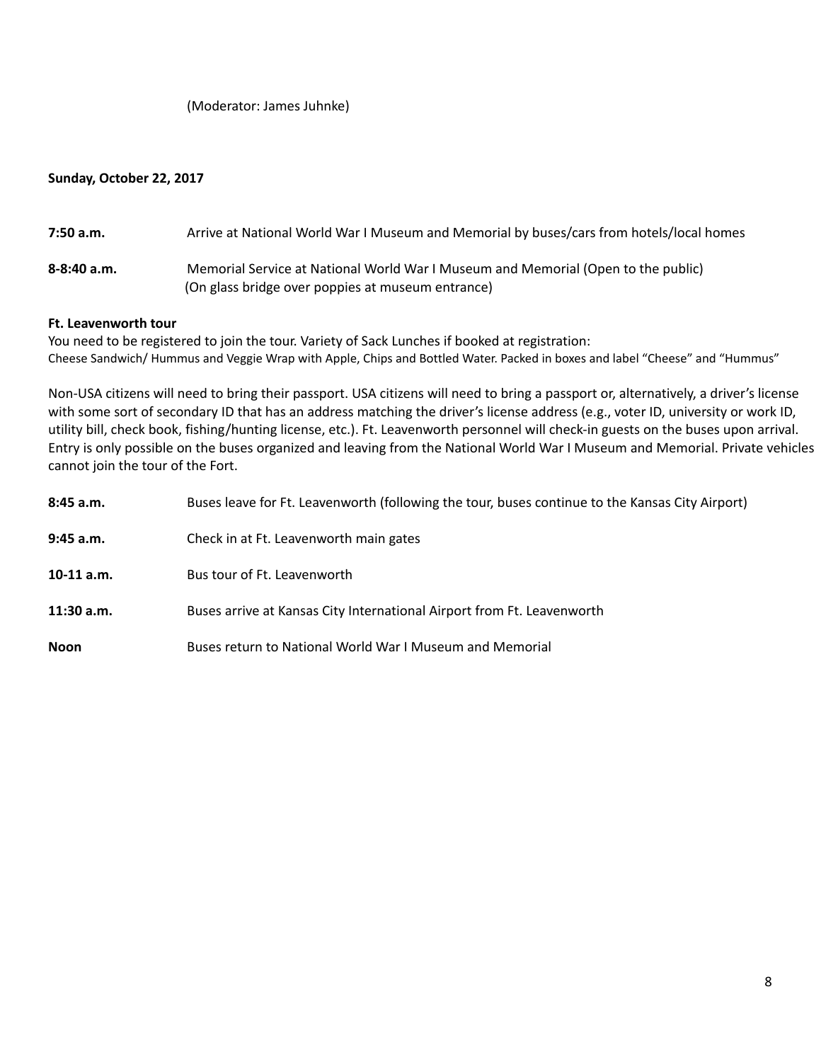(Moderator: James Juhnke)

**Sunday, October 22, 2017**

**7:50 a.m.** Arrive at National World War I Museum and Memorial by buses/cars from hotels/local homes

**8-8:40 a.m.** Memorial Service at National World War I Museum and Memorial (Open to the public)
(On glass bridge over poppies at museum entrance)

**Ft. Leavenworth tour**

You need to be registered to join the tour. Variety of Sack Lunches if booked at registration:
Cheese Sandwich/ Hummus and Veggie Wrap with Apple, Chips and Bottled Water. Packed in boxes and label "Cheese" and "Hummus"

Non-USA citizens will need to bring their passport. USA citizens will need to bring a passport or, alternatively, a driver's license with some sort of secondary ID that has an address matching the driver's license address (e.g., voter ID, university or work ID, utility bill, check book, fishing/hunting license, etc.). Ft. Leavenworth personnel will check-in guests on the buses upon arrival. Entry is only possible on the buses organized and leaving from the National World War I Museum and Memorial. Private vehicles cannot join the tour of the Fort.

**8:45 a.m.** Buses leave for Ft. Leavenworth (following the tour, buses continue to the Kansas City Airport)

**9:45 a.m.** Check in at Ft. Leavenworth main gates

**10-11 a.m.** Bus tour of Ft. Leavenworth

**11:30 a.m.** Buses arrive at Kansas City International Airport from Ft. Leavenworth

**Noon** Buses return to National World War I Museum and Memorial